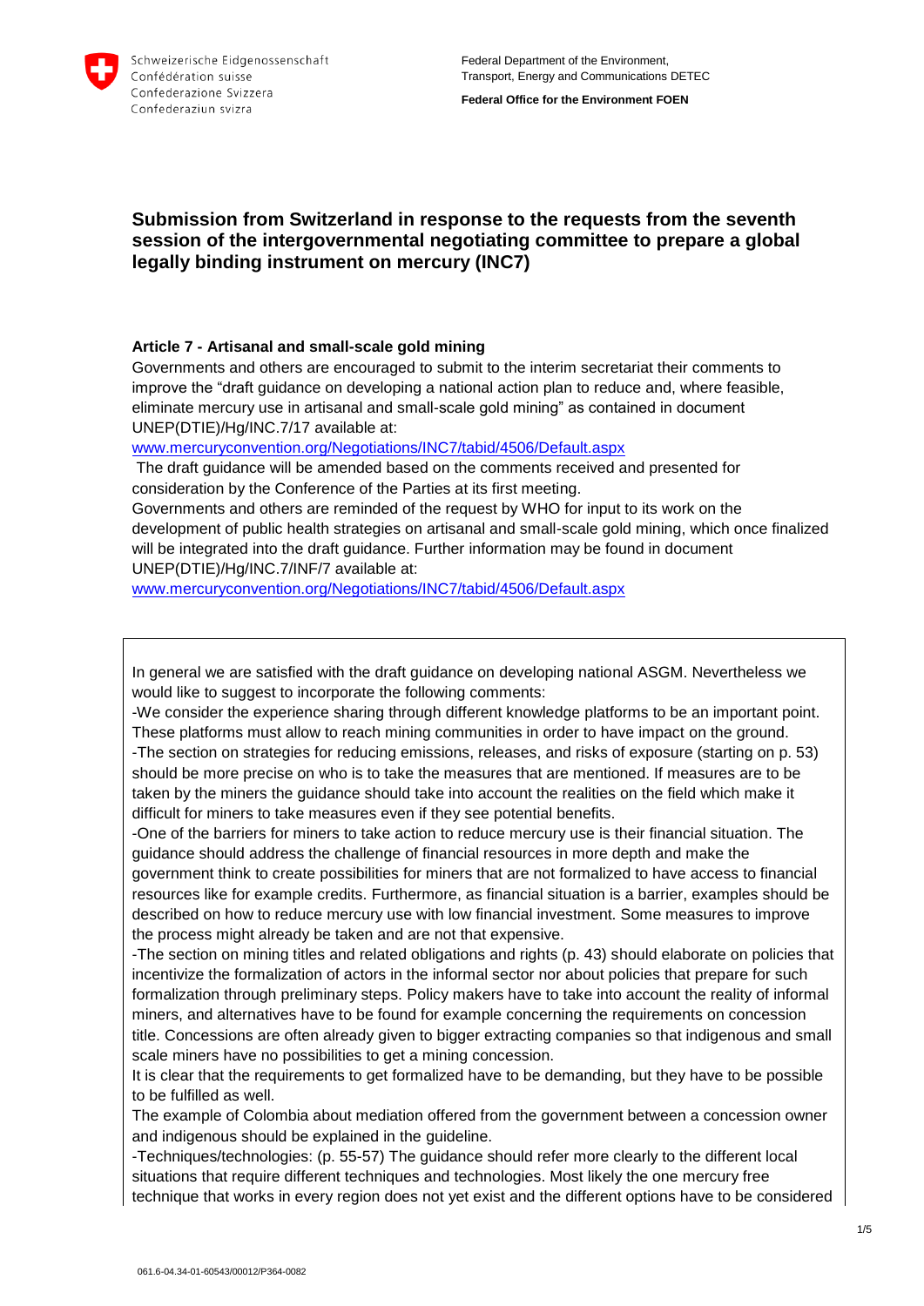Schweizerische Eidgenossenschaft
Confédération suisse
Confederazione Svizzera
Confederaziun svizra

Federal Department of the Environment, Transport, Energy and Communications DETEC

**Federal Office for the Environment FOEN**

## Submission from Switzerland in response to the requests from the seventh session of the intergovernmental negotiating committee to prepare a global legally binding instrument on mercury (INC7)

### Article 7 - Artisanal and small-scale gold mining

Governments and others are encouraged to submit to the interim secretariat their comments to improve the "draft guidance on developing a national action plan to reduce and, where feasible, eliminate mercury use in artisanal and small-scale gold mining" as contained in document UNEP(DTIE)/Hg/INC.7/17 available at:

www.mercuryconvention.org/Negotiations/INC7/tabid/4506/Default.aspx

The draft guidance will be amended based on the comments received and presented for consideration by the Conference of the Parties at its first meeting.

Governments and others are reminded of the request by WHO for input to its work on the development of public health strategies on artisanal and small-scale gold mining, which once finalized will be integrated into the draft guidance. Further information may be found in document UNEP(DTIE)/Hg/INC.7/INF/7 available at:

www.mercuryconvention.org/Negotiations/INC7/tabid/4506/Default.aspx

In general we are satisfied with the draft guidance on developing national ASGM. Nevertheless we would like to suggest to incorporate the following comments:

-We consider the experience sharing through different knowledge platforms to be an important point. These platforms must allow to reach mining communities in order to have impact on the ground.

-The section on strategies for reducing emissions, releases, and risks of exposure (starting on p. 53) should be more precise on who is to take the measures that are mentioned. If measures are to be taken by the miners the guidance should take into account the realities on the field which make it difficult for miners to take measures even if they see potential benefits.

-One of the barriers for miners to take action to reduce mercury use is their financial situation. The guidance should address the challenge of financial resources in more depth and make the government think to create possibilities for miners that are not formalized to have access to financial resources like for example credits. Furthermore, as financial situation is a barrier, examples should be described on how to reduce mercury use with low financial investment. Some measures to improve the process might already be taken and are not that expensive.

-The section on mining titles and related obligations and rights (p. 43) should elaborate on policies that incentivize the formalization of actors in the informal sector nor about policies that prepare for such formalization through preliminary steps. Policy makers have to take into account the reality of informal miners, and alternatives have to be found for example concerning the requirements on concession title. Concessions are often already given to bigger extracting companies so that indigenous and small scale miners have no possibilities to get a mining concession.

It is clear that the requirements to get formalized have to be demanding, but they have to be possible to be fulfilled as well.

The example of Colombia about mediation offered from the government between a concession owner and indigenous should be explained in the guideline.

-Techniques/technologies: (p. 55-57) The guidance should refer more clearly to the different local situations that require different techniques and technologies. Most likely the one mercury free technique that works in every region does not yet exist and the different options have to be considered

061.6-04.34-01-60543/00012/P364-0082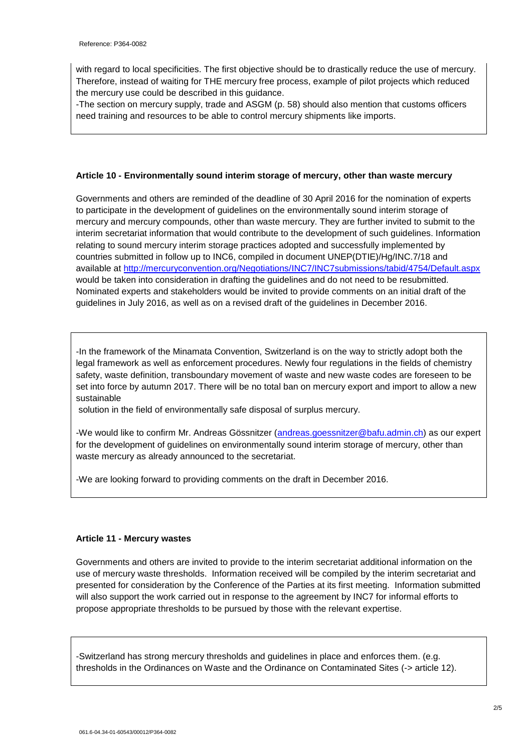with regard to local specificities. The first objective should be to drastically reduce the use of mercury. Therefore, instead of waiting for THE mercury free process, example of pilot projects which reduced the mercury use could be described in this guidance.

-The section on mercury supply, trade and ASGM (p. 58) should also mention that customs officers need training and resources to be able to control mercury shipments like imports.

### Article 10 - Environmentally sound interim storage of mercury, other than waste mercury

Governments and others are reminded of the deadline of 30 April 2016 for the nomination of experts to participate in the development of guidelines on the environmentally sound interim storage of mercury and mercury compounds, other than waste mercury. They are further invited to submit to the interim secretariat information that would contribute to the development of such guidelines. Information relating to sound mercury interim storage practices adopted and successfully implemented by countries submitted in follow up to INC6, compiled in document UNEP(DTIE)/Hg/INC.7/18 and available at http://mercuryconvention.org/Negotiations/INC7/INC7submissions/tabid/4754/Default.aspx would be taken into consideration in drafting the guidelines and do not need to be resubmitted. Nominated experts and stakeholders would be invited to provide comments on an initial draft of the guidelines in July 2016, as well as on a revised draft of the guidelines in December 2016.

-In the framework of the Minamata Convention, Switzerland is on the way to strictly adopt both the legal framework as well as enforcement procedures. Newly four regulations in the fields of chemistry safety, waste definition, transboundary movement of waste and new waste codes are foreseen to be set into force by autumn 2017. There will be no total ban on mercury export and import to allow a new sustainable solution in the field of environmentally safe disposal of surplus mercury.

-We would like to confirm Mr. Andreas Gössnitzer (andreas.goessnitzer@bafu.admin.ch) as our expert for the development of guidelines on environmentally sound interim storage of mercury, other than waste mercury as already announced to the secretariat.

-We are looking forward to providing comments on the draft in December 2016.

### Article 11 - Mercury wastes

Governments and others are invited to provide to the interim secretariat additional information on the use of mercury waste thresholds. Information received will be compiled by the interim secretariat and presented for consideration by the Conference of the Parties at its first meeting. Information submitted will also support the work carried out in response to the agreement by INC7 for informal efforts to propose appropriate thresholds to be pursued by those with the relevant expertise.

-Switzerland has strong mercury thresholds and guidelines in place and enforces them. (e.g. thresholds in the Ordinances on Waste and the Ordinance on Contaminated Sites (-> article 12).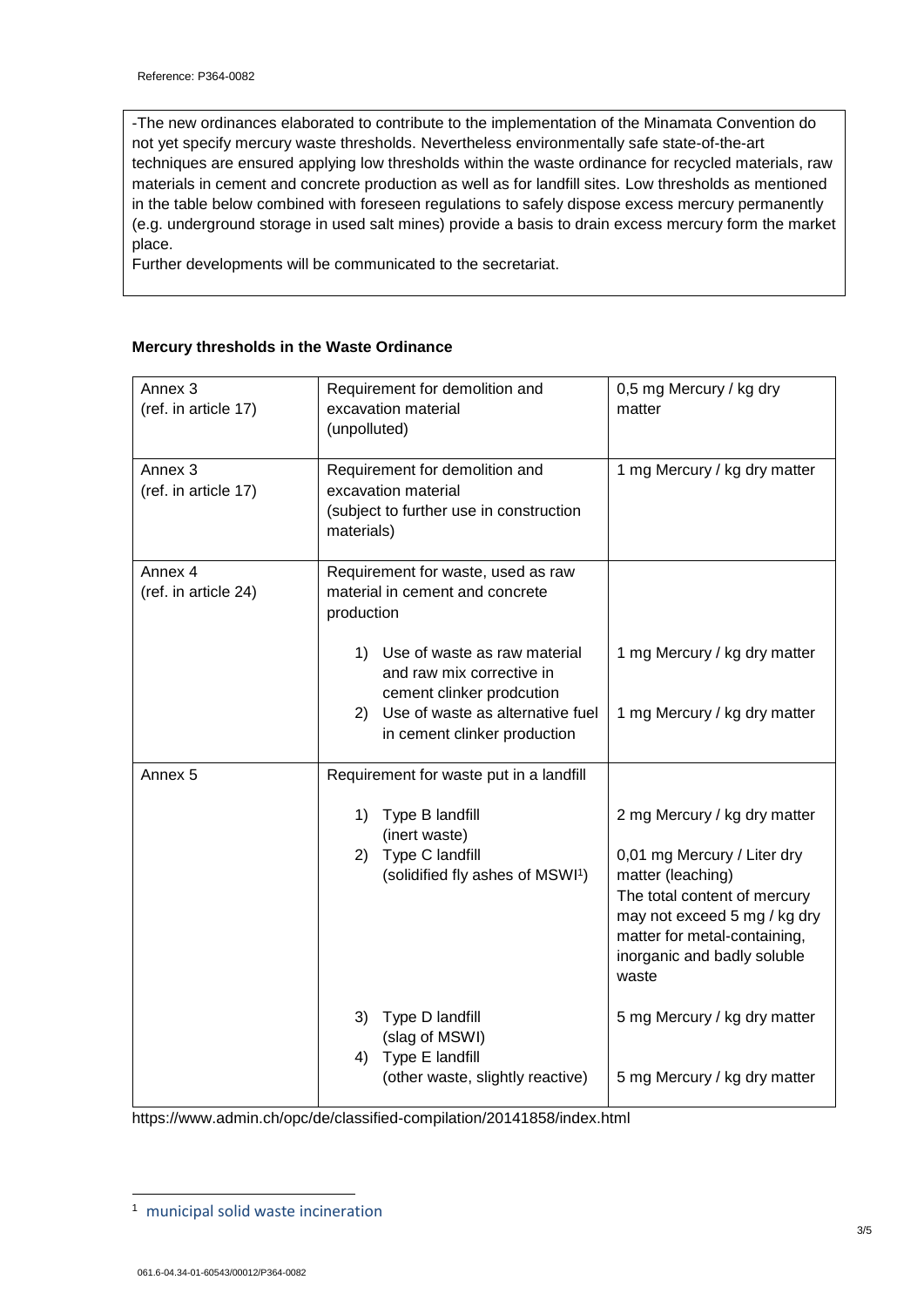-The new ordinances elaborated to contribute to the implementation of the Minamata Convention do not yet specify mercury waste thresholds. Nevertheless environmentally safe state-of-the-art techniques are ensured applying low thresholds within the waste ordinance for recycled materials, raw materials in cement and concrete production as well as for landfill sites. Low thresholds as mentioned in the table below combined with foreseen regulations to safely dispose excess mercury permanently (e.g. underground storage in used salt mines) provide a basis to drain excess mercury form the market place.
Further developments will be communicated to the secretariat.

**Mercury thresholds in the Waste Ordinance**

| | | |
|---|---|---|
| Annex 3 (ref. in article 17) | Requirement for demolition and excavation material (unpolluted) | 0,5 mg Mercury / kg dry matter |
| Annex 3 (ref. in article 17) | Requirement for demolition and excavation material (subject to further use in construction materials) | 1 mg Mercury / kg dry matter |
| Annex 4 (ref. in article 24) | Requirement for waste, used as raw material in cement and concrete production | |
| | 1) Use of waste as raw material and raw mix corrective in cement clinker prodcution | 1 mg Mercury / kg dry matter |
| | 2) Use of waste as alternative fuel in cement clinker production | 1 mg Mercury / kg dry matter |
| Annex 5 | Requirement for waste put in a landfill | |
| | 1) Type B landfill (inert waste) | 2 mg Mercury / kg dry matter |
| | 2) Type C landfill (solidified fly ashes of MSWI[1]) | 0,01 mg Mercury / Liter dry matter (leaching) The total content of mercury may not exceed 5 mg / kg dry matter for metal-containing, inorganic and badly soluble waste |
| | 3) Type D landfill (slag of MSWI) | 5 mg Mercury / kg dry matter |
| | 4) Type E landfill (other waste, slightly reactive) | 5 mg Mercury / kg dry matter |

https://www.admin.ch/opc/de/classified-compilation/20141858/index.html

[1] municipal solid waste incineration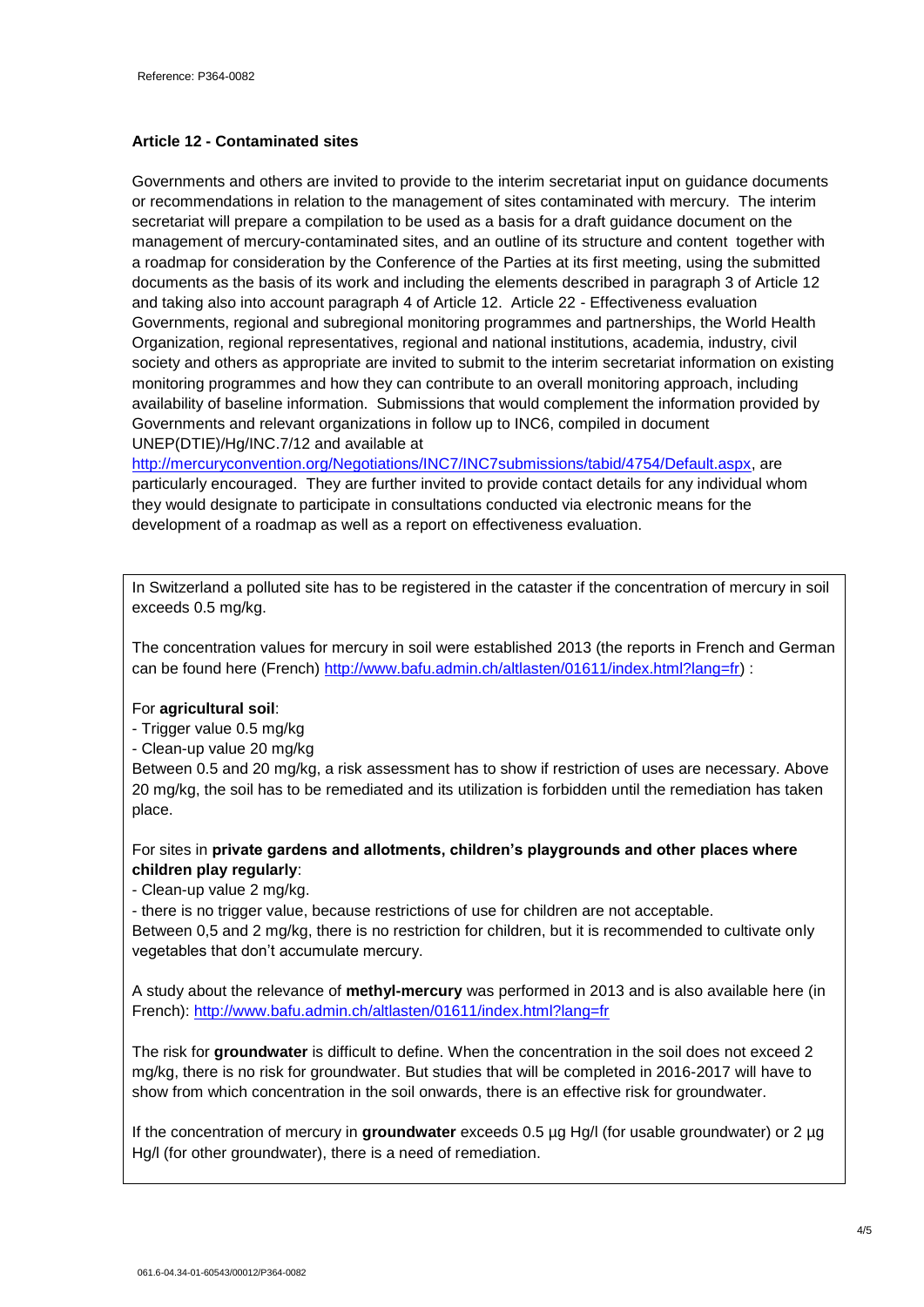**Article 12 - Contaminated sites**

Governments and others are invited to provide to the interim secretariat input on guidance documents or recommendations in relation to the management of sites contaminated with mercury. The interim secretariat will prepare a compilation to be used as a basis for a draft guidance document on the management of mercury-contaminated sites, and an outline of its structure and content together with a roadmap for consideration by the Conference of the Parties at its first meeting, using the submitted documents as the basis of its work and including the elements described in paragraph 3 of Article 12 and taking also into account paragraph 4 of Article 12. Article 22 - Effectiveness evaluation Governments, regional and subregional monitoring programmes and partnerships, the World Health Organization, regional representatives, regional and national institutions, academia, industry, civil society and others as appropriate are invited to submit to the interim secretariat information on existing monitoring programmes and how they can contribute to an overall monitoring approach, including availability of baseline information. Submissions that would complement the information provided by Governments and relevant organizations in follow up to INC6, compiled in document UNEP(DTIE)/Hg/INC.7/12 and available at http://mercuryconvention.org/Negotiations/INC7/INC7submissions/tabid/4754/Default.aspx, are particularly encouraged. They are further invited to provide contact details for any individual whom they would designate to participate in consultations conducted via electronic means for the development of a roadmap as well as a report on effectiveness evaluation.

In Switzerland a polluted site has to be registered in the cataster if the concentration of mercury in soil exceeds 0.5 mg/kg.

The concentration values for mercury in soil were established 2013 (the reports in French and German can be found here (French) http://www.bafu.admin.ch/altlasten/01611/index.html?lang=fr) :

For **agricultural soil**:

- Trigger value 0.5 mg/kg
- Clean-up value 20 mg/kg

Between 0.5 and 20 mg/kg, a risk assessment has to show if restriction of uses are necessary. Above 20 mg/kg, the soil has to be remediated and its utilization is forbidden until the remediation has taken place.

For sites in **private gardens and allotments, children's playgrounds and other places where children play regularly**:

- Clean-up value 2 mg/kg.
- there is no trigger value, because restrictions of use for children are not acceptable.

Between 0,5 and 2 mg/kg, there is no restriction for children, but it is recommended to cultivate only vegetables that don't accumulate mercury.

A study about the relevance of **methyl-mercury** was performed in 2013 and is also available here (in French): http://www.bafu.admin.ch/altlasten/01611/index.html?lang=fr

The risk for **groundwater** is difficult to define. When the concentration in the soil does not exceed 2 mg/kg, there is no risk for groundwater. But studies that will be completed in 2016-2017 will have to show from which concentration in the soil onwards, there is an effective risk for groundwater.

If the concentration of mercury in **groundwater** exceeds 0.5 µg Hg/l (for usable groundwater) or 2 µg Hg/l (for other groundwater), there is a need of remediation.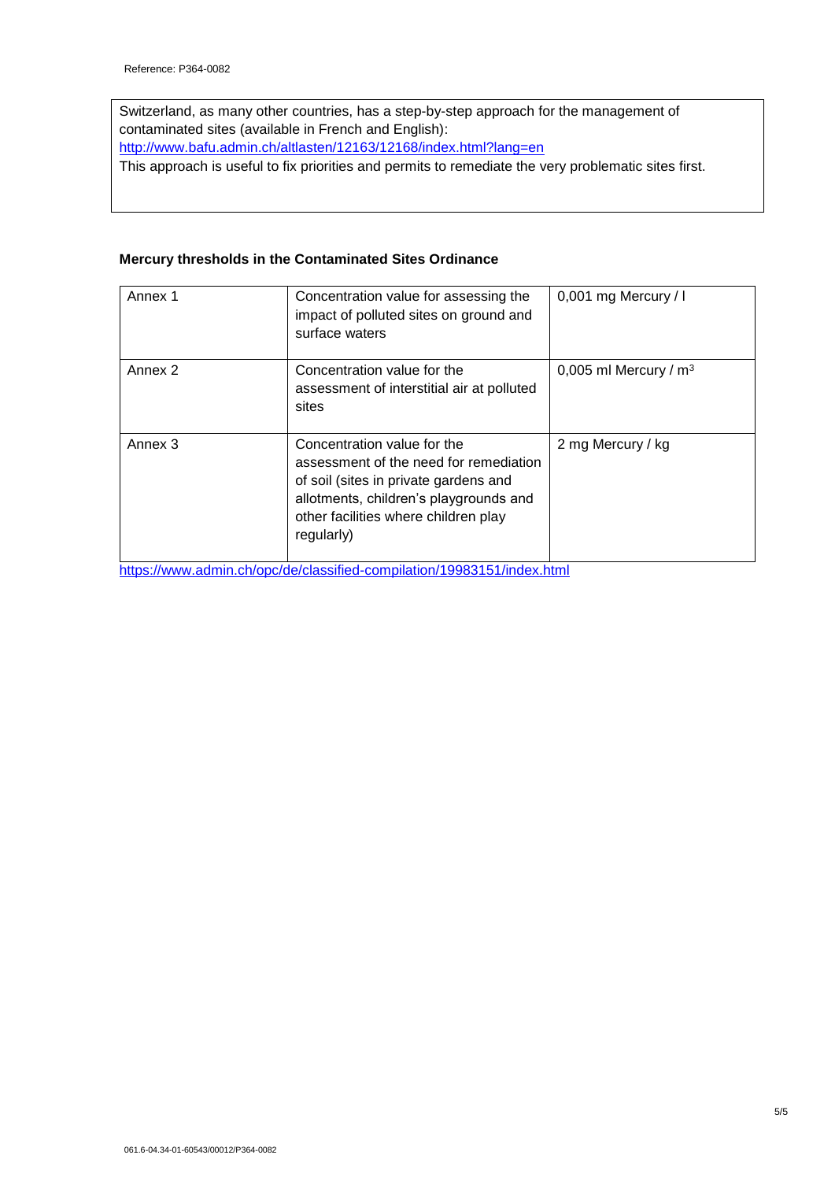Switzerland, as many other countries, has a step-by-step approach for the management of contaminated sites (available in French and English):
http://www.bafu.admin.ch/altlasten/12163/12168/index.html?lang=en
This approach is useful to fix priorities and permits to remediate the very problematic sites first.

**Mercury thresholds in the Contaminated Sites Ordinance**

| | | |
|---|---|---|
| Annex 1 | Concentration value for assessing the impact of polluted sites on ground and surface waters | 0,001 mg Mercury / l |
| Annex 2 | Concentration value for the assessment of interstitial air at polluted sites | 0,005 ml Mercury / $m^3$ |
| Annex 3 | Concentration value for the assessment of the need for remediation of soil (sites in private gardens and allotments, children's playgrounds and other facilities where children play regularly) | 2 mg Mercury / kg |

https://www.admin.ch/opc/de/classified-compilation/19983151/index.html